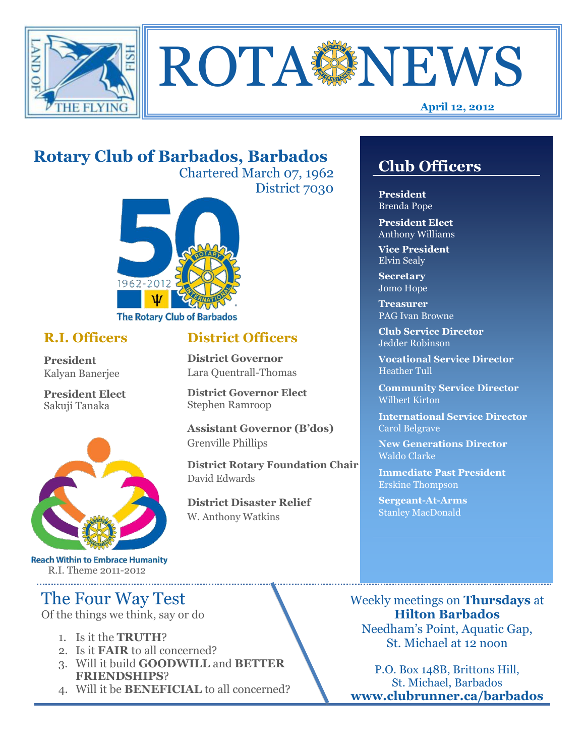# ROTA NEWS

**April 12, 2012**

## Rotary Club of Barbados, Barbados

Chartered March 07, 1962
District 7030

The Rotary Club of Barbados

### R.I. Officers

**President**
Kalyan Banerjee

**President Elect**
Sakuji Tanaka

Reach Within to Embrace Humanity
R.I. Theme 2011-2012

### District Officers

**District Governor**
Lara Quentrall-Thomas

**District Governor Elect**
Stephen Ramroop

**Assistant Governor (B'dos)**
Grenville Phillips

**District Rotary Foundation Chair**
David Edwards

**District Disaster Relief**
W. Anthony Watkins

## Club Officers

**President**
Brenda Pope

**President Elect**
Anthony Williams

**Vice President**
Elvin Sealy

**Secretary**
Jomo Hope

**Treasurer**
PAG Ivan Browne

**Club Service Director**
Jedder Robinson

**Vocational Service Director**
Heather Tull

**Community Service Director**
Wilbert Kirton

**International Service Director**
Carol Belgrave

**New Generations Director**
Waldo Clarke

**Immediate Past President**
Erskine Thompson

**Sergeant-At-Arms**
Stanley MacDonald

## The Four Way Test

Of the things we think, say or do

1. Is it the **TRUTH**?
2. Is it **FAIR** to all concerned?
3. Will it build **GOODWILL** and **BETTER FRIENDSHIPS**?
4. Will it be **BENEFICIAL** to all concerned?

Weekly meetings on **Thursdays** at **Hilton Barbados**
Needham's Point, Aquatic Gap, St. Michael at 12 noon

P.O. Box 148B, Brittons Hill, St. Michael, Barbados
**www.clubrunner.ca/barbados**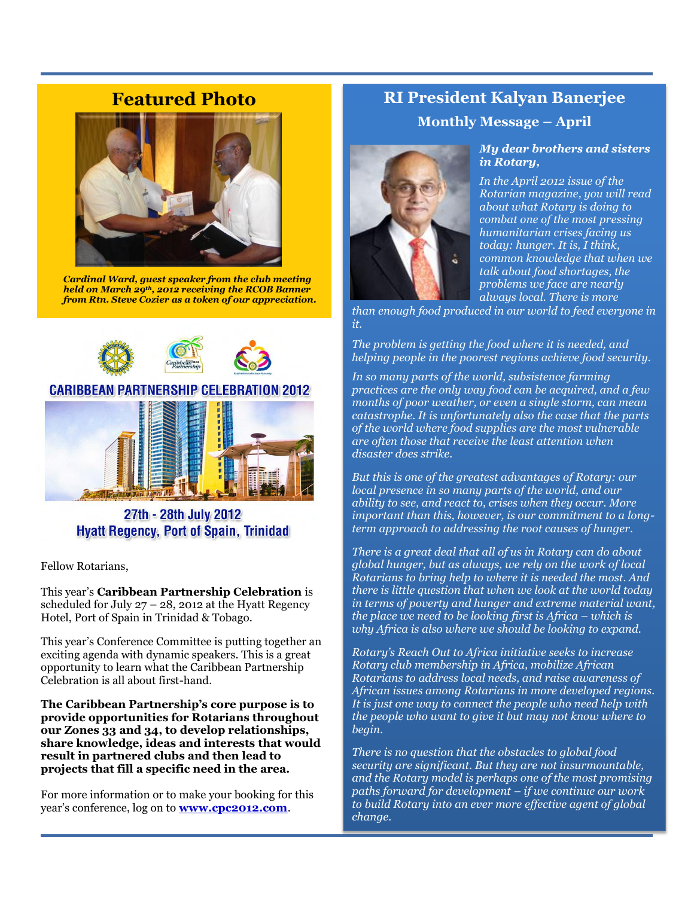## Featured Photo

***Cardinal Ward, guest speaker from the club meeting held on March 29th, 2012 receiving the RCOB Banner from Rtn. Steve Cozier as a token of our appreciation.***

**CARIBBEAN PARTNERSHIP CELEBRATION 2012**

**27th - 28th July 2012**
**Hyatt Regency, Port of Spain, Trinidad**

Fellow Rotarians,

This year's **Caribbean Partnership Celebration** is scheduled for July 27 – 28, 2012 at the Hyatt Regency Hotel, Port of Spain in Trinidad & Tobago.

This year's Conference Committee is putting together an exciting agenda with dynamic speakers. This is a great opportunity to learn what the Caribbean Partnership Celebration is all about first-hand.

**The Caribbean Partnership's core purpose is to provide opportunities for Rotarians throughout our Zones 33 and 34, to develop relationships, share knowledge, ideas and interests that would result in partnered clubs and then lead to projects that fill a specific need in the area.**

For more information or to make your booking for this year's conference, log on to **[www.cpc2012.com](http://www.cpc2012.com)**.

## RI President Kalyan Banerjee

### Monthly Message – April

***My dear brothers and sisters in Rotary,***

*In the April 2012 issue of the Rotarian magazine, you will read about what Rotary is doing to combat one of the most pressing humanitarian crises facing us today: hunger. It is, I think, common knowledge that when we talk about food shortages, the problems we face are nearly always local. There is more than enough food produced in our world to feed everyone in it.*

*The problem is getting the food where it is needed, and helping people in the poorest regions achieve food security.*

*In so many parts of the world, subsistence farming practices are the only way food can be acquired, and a few months of poor weather, or even a single storm, can mean catastrophe. It is unfortunately also the case that the parts of the world where food supplies are the most vulnerable are often those that receive the least attention when disaster does strike.*

*But this is one of the greatest advantages of Rotary: our local presence in so many parts of the world, and our ability to see, and react to, crises when they occur. More important than this, however, is our commitment to a long-term approach to addressing the root causes of hunger.*

*There is a great deal that all of us in Rotary can do about global hunger, but as always, we rely on the work of local Rotarians to bring help to where it is needed the most. And there is little question that when we look at the world today in terms of poverty and hunger and extreme material want, the place we need to be looking first is Africa – which is why Africa is also where we should be looking to expand.*

*Rotary's Reach Out to Africa initiative seeks to increase Rotary club membership in Africa, mobilize African Rotarians to address local needs, and raise awareness of African issues among Rotarians in more developed regions. It is just one way to connect the people who need help with the people who want to give it but may not know where to begin.*

*There is no question that the obstacles to global food security are significant. But they are not insurmountable, and the Rotary model is perhaps one of the most promising paths forward for development – if we continue our work to build Rotary into an ever more effective agent of global change.*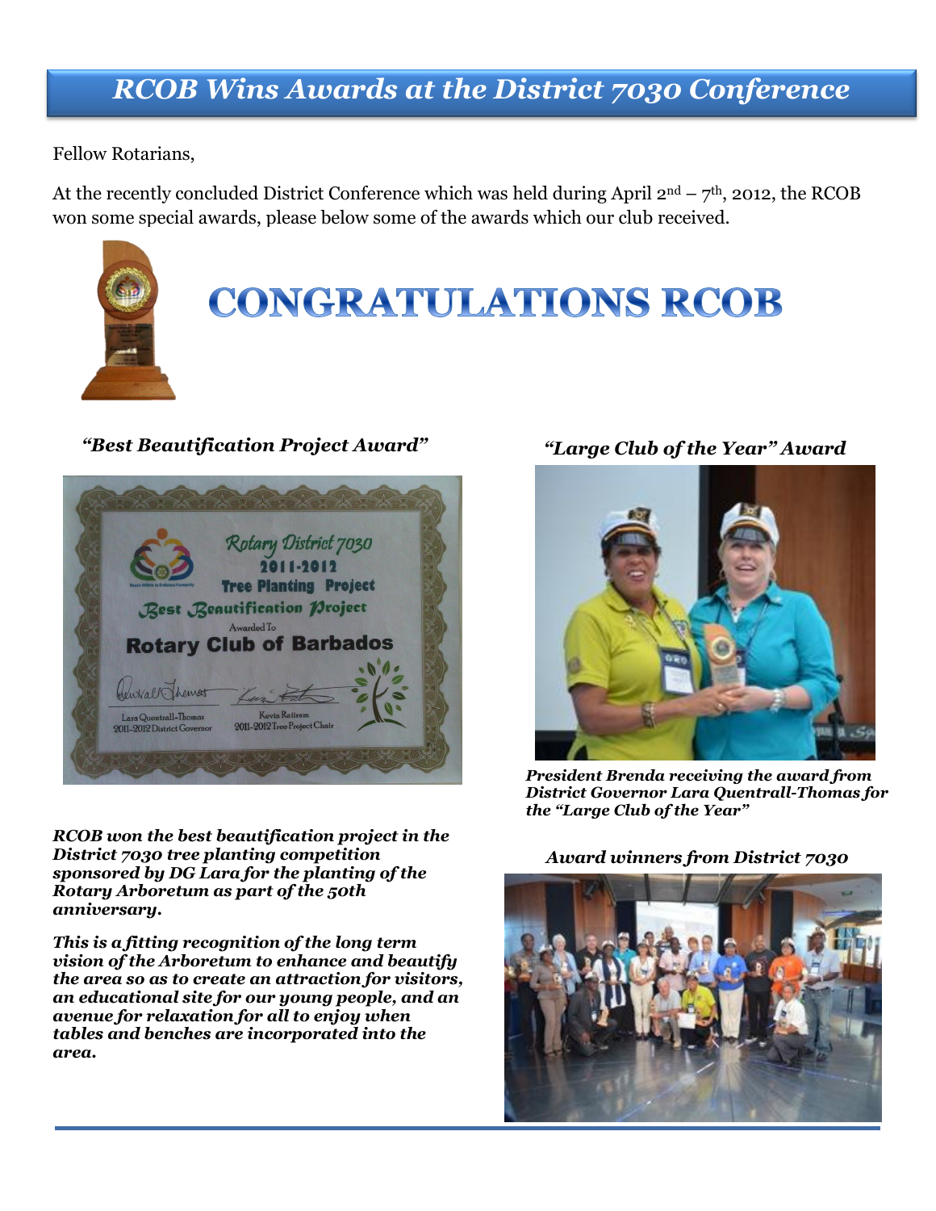# RCOB Wins Awards at the District 7030 Conference

Fellow Rotarians,

At the recently concluded District Conference which was held during April 2[nd] – 7[th], 2012, the RCOB won some special awards, please below some of the awards which our club received.

# CONGRATULATIONS RCOB

***"Best Beautification Project Award"***

Rotary District 7030
2011-2012
Tree Planting Project
Best Beautification Project
Awarded To
**Rotary Club of Barbados**

Lara Quentrall-Thomas
2011-2012 District Governor

Kevin Ratiram
2011-2012 Tree Project Chair

***RCOB won the best beautification project in the District 7030 tree planting competition sponsored by DG Lara for the planting of the Rotary Arboretum as part of the 50th anniversary.***

***This is a fitting recognition of the long term vision of the Arboretum to enhance and beautify the area so as to create an attraction for visitors, an educational site for our young people, and an avenue for relaxation for all to enjoy when tables and benches are incorporated into the area.***

***"Large Club of the Year" Award***

***President Brenda receiving the award from District Governor Lara Quentrall-Thomas for the "Large Club of the Year"***

***Award winners from District 7030***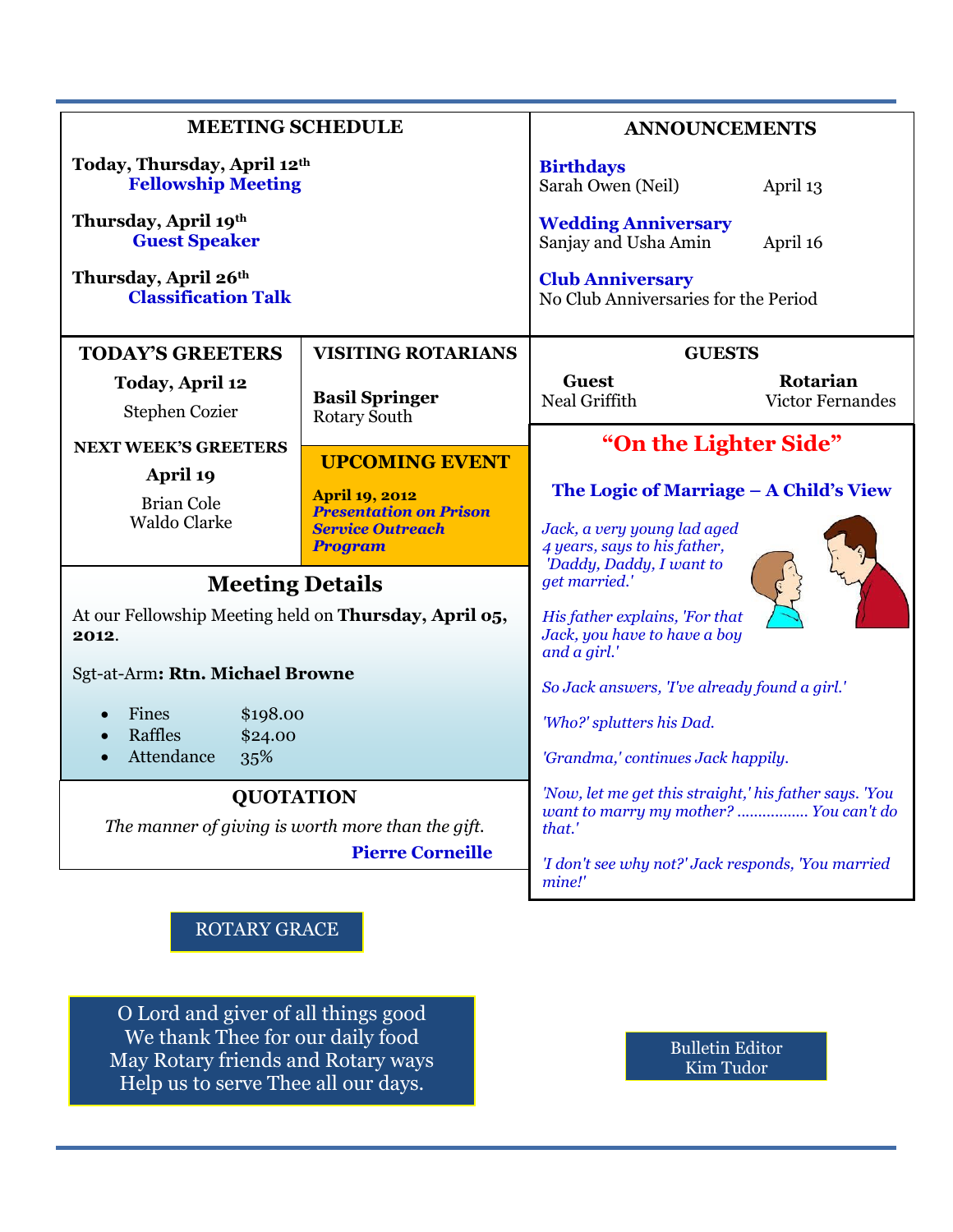## MEETING SCHEDULE

**Today, Thursday, April 12th**
**Fellowship Meeting**

**Thursday, April 19th**
**Guest Speaker**

**Thursday, April 26th**
**Classification Talk**

## ANNOUNCEMENTS

**Birthdays**
Sarah Owen (Neil) April 13

**Wedding Anniversary**
Sanjay and Usha Amin April 16

**Club Anniversary**
No Club Anniversaries for the Period

## TODAY'S GREETERS

**Today, April 12**
Stephen Cozier

**NEXT WEEK'S GREETERS**

**April 19**
Brian Cole
Waldo Clarke

## VISITING ROTARIANS

**Basil Springer**
Rotary South

## UPCOMING EVENT

**April 19, 2012**
***Presentation on Prison Service Outreach Program***

## GUESTS

| Guest | Rotarian |
| --- | --- |
| Neal Griffith | Victor Fernandes |

## Meeting Details

At our Fellowship Meeting held on **Thursday, April 05, 2012**.

Sgt-at-Arm**: Rtn. Michael Browne**

- Fines $198.00
- Raffles $24.00
- Attendance 35%

## QUOTATION

*The manner of giving is worth more than the gift.*

**Pierre Corneille**

## "On the Lighter Side"

### The Logic of Marriage – A Child's View

*Jack, a very young lad aged 4 years, says to his father, 'Daddy, Daddy, I want to get married.'*

*His father explains, 'For that Jack, you have to have a boy and a girl.'*

*So Jack answers, 'I've already found a girl.'*

*'Who?' splutters his Dad.*

*'Grandma,' continues Jack happily.*

*'Now, let me get this straight,' his father says. 'You want to marry my mother? ................ You can't do that.'*

*'I don't see why not?' Jack responds, 'You married mine!'*

## ROTARY GRACE

O Lord and giver of all things good
We thank Thee for our daily food
May Rotary friends and Rotary ways
Help us to serve Thee all our days.

Bulletin Editor
Kim Tudor